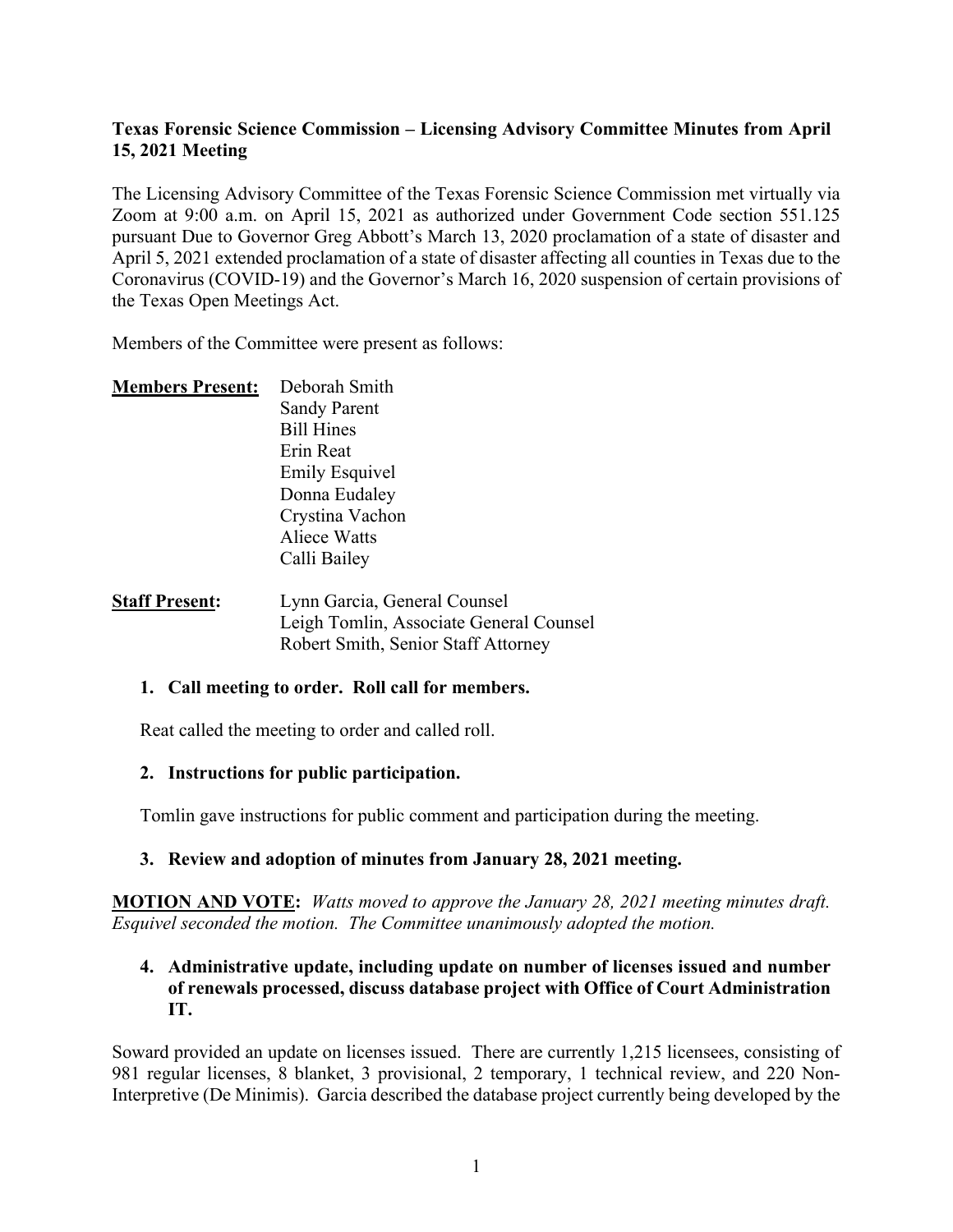**Texas Forensic Science Commission – Licensing Advisory Committee Minutes from April 15, 2021 Meeting**

The Licensing Advisory Committee of the Texas Forensic Science Commission met virtually via Zoom at 9:00 a.m. on April 15, 2021 as authorized under Government Code section 551.125 pursuant Due to Governor Greg Abbott's March 13, 2020 proclamation of a state of disaster and April 5, 2021 extended proclamation of a state of disaster affecting all counties in Texas due to the Coronavirus (COVID-19) and the Governor's March 16, 2020 suspension of certain provisions of the Texas Open Meetings Act.

Members of the Committee were present as follows:

**Members Present:**
Deborah Smith
Sandy Parent
Bill Hines
Erin Reat
Emily Esquivel
Donna Eudaley
Crystina Vachon
Aliece Watts
Calli Bailey

**Staff Present:**
Lynn Garcia, General Counsel
Leigh Tomlin, Associate General Counsel
Robert Smith, Senior Staff Attorney

1. **Call meeting to order. Roll call for members.**

   Reat called the meeting to order and called roll.

2. **Instructions for public participation.**

   Tomlin gave instructions for public comment and participation during the meeting.

3. **Review and adoption of minutes from January 28, 2021 meeting.**

**MOTION AND VOTE:** *Watts moved to approve the January 28, 2021 meeting minutes draft. Esquivel seconded the motion. The Committee unanimously adopted the motion.*

4. **Administrative update, including update on number of licenses issued and number of renewals processed, discuss database project with Office of Court Administration IT.**

Soward provided an update on licenses issued. There are currently 1,215 licensees, consisting of 981 regular licenses, 8 blanket, 3 provisional, 2 temporary, 1 technical review, and 220 Non-Interpretive (De Minimis). Garcia described the database project currently being developed by the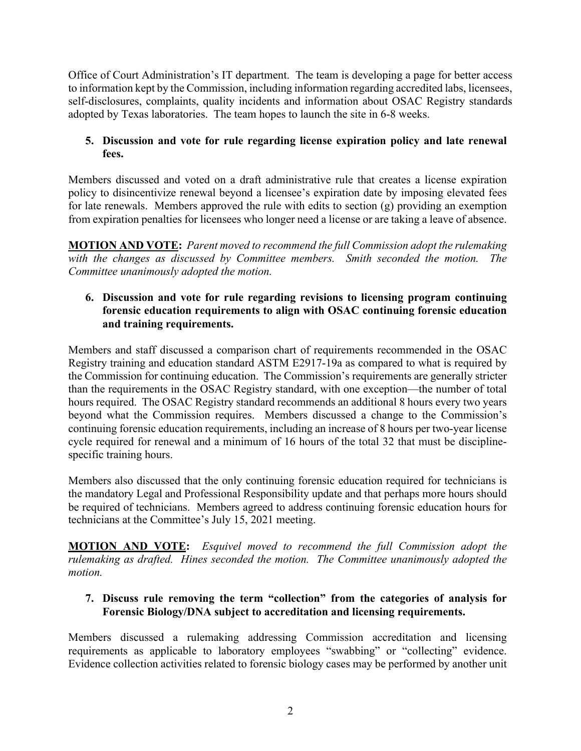Office of Court Administration's IT department. The team is developing a page for better access to information kept by the Commission, including information regarding accredited labs, licensees, self-disclosures, complaints, quality incidents and information about OSAC Registry standards adopted by Texas laboratories. The team hopes to launch the site in 6-8 weeks.

**5. Discussion and vote for rule regarding license expiration policy and late renewal fees.**

Members discussed and voted on a draft administrative rule that creates a license expiration policy to disincentivize renewal beyond a licensee's expiration date by imposing elevated fees for late renewals. Members approved the rule with edits to section (g) providing an exemption from expiration penalties for licensees who longer need a license or are taking a leave of absence.

**<u>MOTION AND VOTE</u>:** *Parent moved to recommend the full Commission adopt the rulemaking with the changes as discussed by Committee members. Smith seconded the motion. The Committee unanimously adopted the motion.*

**6. Discussion and vote for rule regarding revisions to licensing program continuing forensic education requirements to align with OSAC continuing forensic education and training requirements.**

Members and staff discussed a comparison chart of requirements recommended in the OSAC Registry training and education standard ASTM E2917-19a as compared to what is required by the Commission for continuing education. The Commission's requirements are generally stricter than the requirements in the OSAC Registry standard, with one exception—the number of total hours required. The OSAC Registry standard recommends an additional 8 hours every two years beyond what the Commission requires. Members discussed a change to the Commission's continuing forensic education requirements, including an increase of 8 hours per two-year license cycle required for renewal and a minimum of 16 hours of the total 32 that must be discipline-specific training hours.

Members also discussed that the only continuing forensic education required for technicians is the mandatory Legal and Professional Responsibility update and that perhaps more hours should be required of technicians. Members agreed to address continuing forensic education hours for technicians at the Committee's July 15, 2021 meeting.

**<u>MOTION AND VOTE</u>:** *Esquivel moved to recommend the full Commission adopt the rulemaking as drafted. Hines seconded the motion. The Committee unanimously adopted the motion.*

**7. Discuss rule removing the term "collection" from the categories of analysis for Forensic Biology/DNA subject to accreditation and licensing requirements.**

Members discussed a rulemaking addressing Commission accreditation and licensing requirements as applicable to laboratory employees "swabbing" or "collecting" evidence. Evidence collection activities related to forensic biology cases may be performed by another unit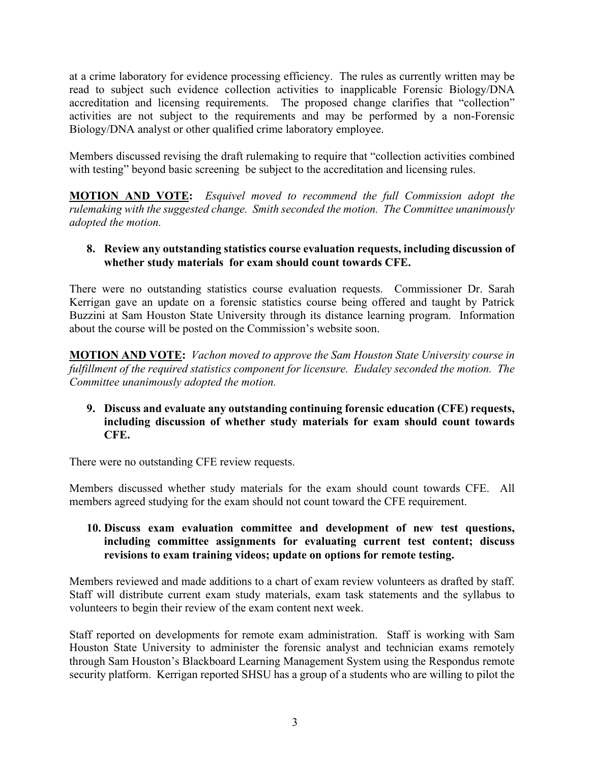at a crime laboratory for evidence processing efficiency. The rules as currently written may be read to subject such evidence collection activities to inapplicable Forensic Biology/DNA accreditation and licensing requirements. The proposed change clarifies that "collection" activities are not subject to the requirements and may be performed by a non-Forensic Biology/DNA analyst or other qualified crime laboratory employee.

Members discussed revising the draft rulemaking to require that "collection activities combined with testing" beyond basic screening be subject to the accreditation and licensing rules.

**MOTION AND VOTE:** *Esquivel moved to recommend the full Commission adopt the rulemaking with the suggested change. Smith seconded the motion. The Committee unanimously adopted the motion.*

**8. Review any outstanding statistics course evaluation requests, including discussion of whether study materials for exam should count towards CFE.**

There were no outstanding statistics course evaluation requests. Commissioner Dr. Sarah Kerrigan gave an update on a forensic statistics course being offered and taught by Patrick Buzzini at Sam Houston State University through its distance learning program. Information about the course will be posted on the Commission's website soon.

**MOTION AND VOTE:** *Vachon moved to approve the Sam Houston State University course in fulfillment of the required statistics component for licensure. Eudaley seconded the motion. The Committee unanimously adopted the motion.*

**9. Discuss and evaluate any outstanding continuing forensic education (CFE) requests, including discussion of whether study materials for exam should count towards CFE.**

There were no outstanding CFE review requests.

Members discussed whether study materials for the exam should count towards CFE. All members agreed studying for the exam should not count toward the CFE requirement.

**10. Discuss exam evaluation committee and development of new test questions, including committee assignments for evaluating current test content; discuss revisions to exam training videos; update on options for remote testing.**

Members reviewed and made additions to a chart of exam review volunteers as drafted by staff. Staff will distribute current exam study materials, exam task statements and the syllabus to volunteers to begin their review of the exam content next week.

Staff reported on developments for remote exam administration. Staff is working with Sam Houston State University to administer the forensic analyst and technician exams remotely through Sam Houston's Blackboard Learning Management System using the Respondus remote security platform. Kerrigan reported SHSU has a group of a students who are willing to pilot the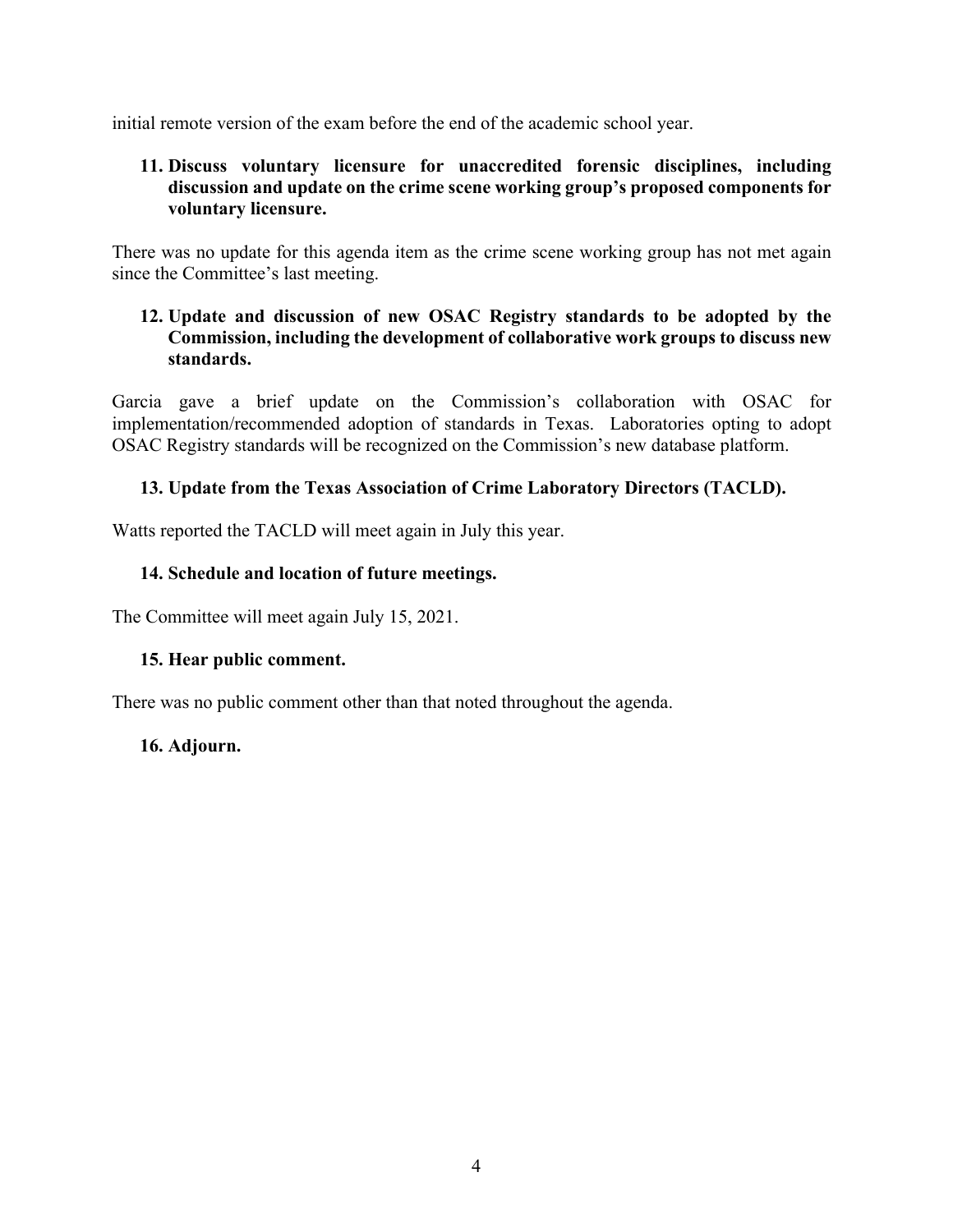initial remote version of the exam before the end of the academic school year.

**11. Discuss voluntary licensure for unaccredited forensic disciplines, including discussion and update on the crime scene working group's proposed components for voluntary licensure.**

There was no update for this agenda item as the crime scene working group has not met again since the Committee's last meeting.

**12. Update and discussion of new OSAC Registry standards to be adopted by the Commission, including the development of collaborative work groups to discuss new standards.**

Garcia gave a brief update on the Commission's collaboration with OSAC for implementation/recommended adoption of standards in Texas. Laboratories opting to adopt OSAC Registry standards will be recognized on the Commission's new database platform.

**13. Update from the Texas Association of Crime Laboratory Directors (TACLD).**

Watts reported the TACLD will meet again in July this year.

**14. Schedule and location of future meetings.**

The Committee will meet again July 15, 2021.

**15. Hear public comment.**

There was no public comment other than that noted throughout the agenda.

**16. Adjourn.**